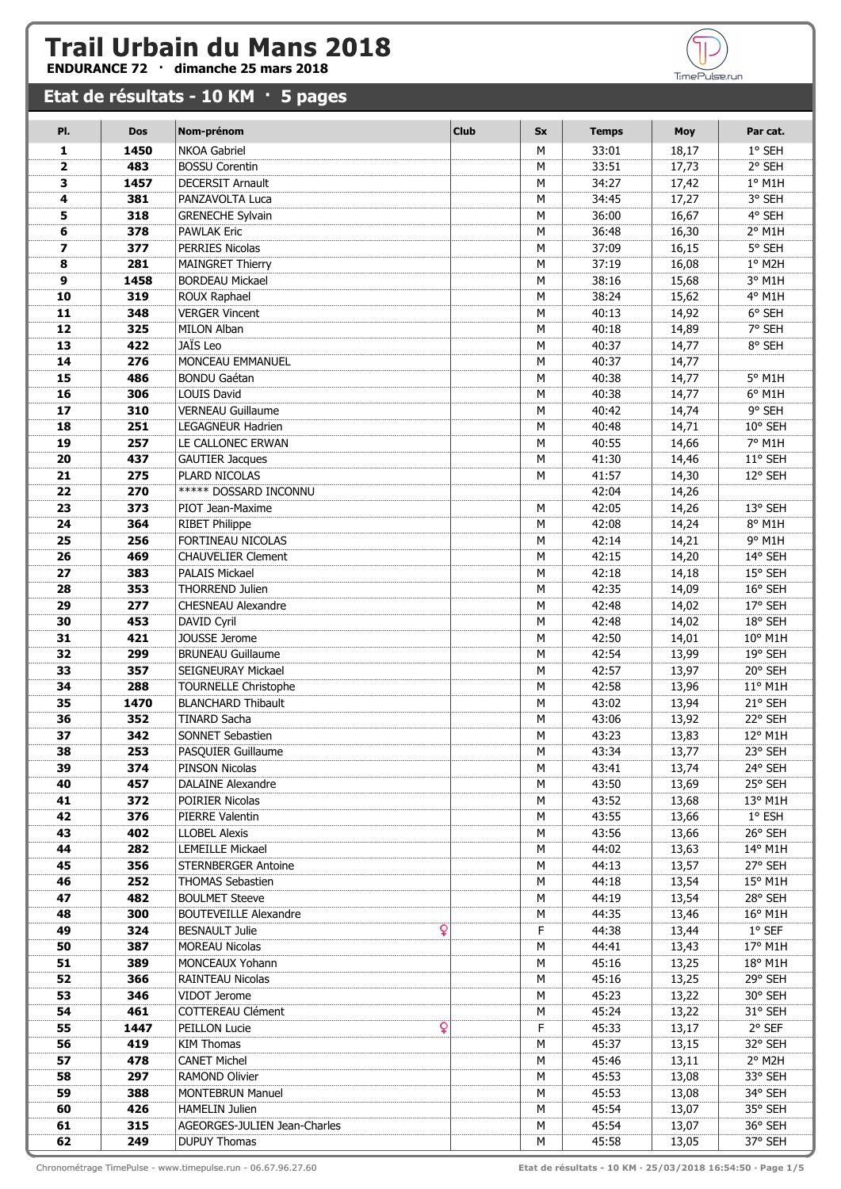# Trail Urbain du Mans 2018

**ENDURANCE 72 · dimanche 25 mars 2018**

## Etat de résultats - 10 KM · 5 pages

| Pl. | Dos | Nom-prénom | Club | Sx | Temps | Moy | Par cat. |
|---|---|---|---|---|---|---|---|
| 1 | 1450 | NKOA Gabriel | | M | 33:01 | 18,17 | 1° SEH |
| 2 | 483 | BOSSU Corentin | | M | 33:51 | 17,73 | 2° SEH |
| 3 | 1457 | DECERSIT Arnault | | M | 34:27 | 17,42 | 1° M1H |
| 4 | 381 | PANZAVOLTA Luca | | M | 34:45 | 17,27 | 3° SEH |
| 5 | 318 | GRENECHE Sylvain | | M | 36:00 | 16,67 | 4° SEH |
| 6 | 378 | PAWLAK Eric | | M | 36:48 | 16,30 | 2° M1H |
| 7 | 377 | PERRIES Nicolas | | M | 37:09 | 16,15 | 5° SEH |
| 8 | 281 | MAINGRET Thierry | | M | 37:19 | 16,08 | 1° M2H |
| 9 | 1458 | BORDEAU Mickael | | M | 38:16 | 15,68 | 3° M1H |
| 10 | 319 | ROUX Raphael | | M | 38:24 | 15,62 | 4° M1H |
| 11 | 348 | VERGER Vincent | | M | 40:13 | 14,92 | 6° SEH |
| 12 | 325 | MILON Alban | | M | 40:18 | 14,89 | 7° SEH |
| 13 | 422 | JAÏS Leo | | M | 40:37 | 14,77 | 8° SEH |
| 14 | 276 | MONCEAU EMMANUEL | | M | 40:37 | 14,77 | |
| 15 | 486 | BONDU Gaétan | | M | 40:38 | 14,77 | 5° M1H |
| 16 | 306 | LOUIS David | | M | 40:38 | 14,77 | 6° M1H |
| 17 | 310 | VERNEAU Guillaume | | M | 40:42 | 14,74 | 9° SEH |
| 18 | 251 | LEGAGNEUR Hadrien | | M | 40:48 | 14,71 | 10° SEH |
| 19 | 257 | LE CALLONEC ERWAN | | M | 40:55 | 14,66 | 7° M1H |
| 20 | 437 | GAUTIER Jacques | | M | 41:30 | 14,46 | 11° SEH |
| 21 | 275 | PLARD NICOLAS | | M | 41:57 | 14,30 | 12° SEH |
| 22 | 270 | ***** DOSSARD INCONNU | | | 42:04 | 14,26 | |
| 23 | 373 | PIOT Jean-Maxime | | M | 42:05 | 14,26 | 13° SEH |
| 24 | 364 | RIBET Philippe | | M | 42:08 | 14,24 | 8° M1H |
| 25 | 256 | FORTINEAU NICOLAS | | M | 42:14 | 14,21 | 9° M1H |
| 26 | 469 | CHAUVELIER Clement | | M | 42:15 | 14,20 | 14° SEH |
| 27 | 383 | PALAIS Mickael | | M | 42:18 | 14,18 | 15° SEH |
| 28 | 353 | THORREND Julien | | M | 42:35 | 14,09 | 16° SEH |
| 29 | 277 | CHESNEAU Alexandre | | M | 42:48 | 14,02 | 17° SEH |
| 30 | 453 | DAVID Cyril | | M | 42:48 | 14,02 | 18° SEH |
| 31 | 421 | JOUSSE Jerome | | M | 42:50 | 14,01 | 10° M1H |
| 32 | 299 | BRUNEAU Guillaume | | M | 42:54 | 13,99 | 19° SEH |
| 33 | 357 | SEIGNEURAY Mickael | | M | 42:57 | 13,97 | 20° SEH |
| 34 | 288 | TOURNELLE Christophe | | M | 42:58 | 13,96 | 11° M1H |
| 35 | 1470 | BLANCHARD Thibault | | M | 43:02 | 13,94 | 21° SEH |
| 36 | 352 | TINARD Sacha | | M | 43:06 | 13,92 | 22° SEH |
| 37 | 342 | SONNET Sebastien | | M | 43:23 | 13,83 | 12° M1H |
| 38 | 253 | PASQUIER Guillaume | | M | 43:34 | 13,77 | 23° SEH |
| 39 | 374 | PINSON Nicolas | | M | 43:41 | 13,74 | 24° SEH |
| 40 | 457 | DALAINE Alexandre | | M | 43:50 | 13,69 | 25° SEH |
| 41 | 372 | POIRIER Nicolas | | M | 43:52 | 13,68 | 13° M1H |
| 42 | 376 | PIERRE Valentin | | M | 43:55 | 13,66 | 1° ESH |
| 43 | 402 | LLOBEL Alexis | | M | 43:56 | 13,66 | 26° SEH |
| 44 | 282 | LEMEILLE Mickael | | M | 44:02 | 13,63 | 14° M1H |
| 45 | 356 | STERNBERGER Antoine | | M | 44:13 | 13,57 | 27° SEH |
| 46 | 252 | THOMAS Sebastien | | M | 44:18 | 13,54 | 15° M1H |
| 47 | 482 | BOULMET Steeve | | M | 44:19 | 13,54 | 28° SEH |
| 48 | 300 | BOUTEVEILLE Alexandre | | M | 44:35 | 13,46 | 16° M1H |
| 49 | 324 | BESNAULT Julie ♀ | | F | 44:38 | 13,44 | 1° SEF |
| 50 | 387 | MOREAU Nicolas | | M | 44:41 | 13,43 | 17° M1H |
| 51 | 389 | MONCEAUX Yohann | | M | 45:16 | 13,25 | 18° M1H |
| 52 | 366 | RAINTEAU Nicolas | | M | 45:16 | 13,25 | 29° SEH |
| 53 | 346 | VIDOT Jerome | | M | 45:23 | 13,22 | 30° SEH |
| 54 | 461 | COTTEREAU Clément | | M | 45:24 | 13,22 | 31° SEH |
| 55 | 1447 | PEILLON Lucie ♀ | | F | 45:33 | 13,17 | 2° SEF |
| 56 | 419 | KIM Thomas | | M | 45:37 | 13,15 | 32° SEH |
| 57 | 478 | CANET Michel | | M | 45:46 | 13,11 | 2° M2H |
| 58 | 297 | RAMOND Olivier | | M | 45:53 | 13,08 | 33° SEH |
| 59 | 388 | MONTEBRUN Manuel | | M | 45:53 | 13,08 | 34° SEH |
| 60 | 426 | HAMELIN Julien | | M | 45:54 | 13,07 | 35° SEH |
| 61 | 315 | AGEORGES-JULIEN Jean-Charles | | M | 45:54 | 13,07 | 36° SEH |
| 62 | 249 | DUPUY Thomas | | M | 45:58 | 13,05 | 37° SEH |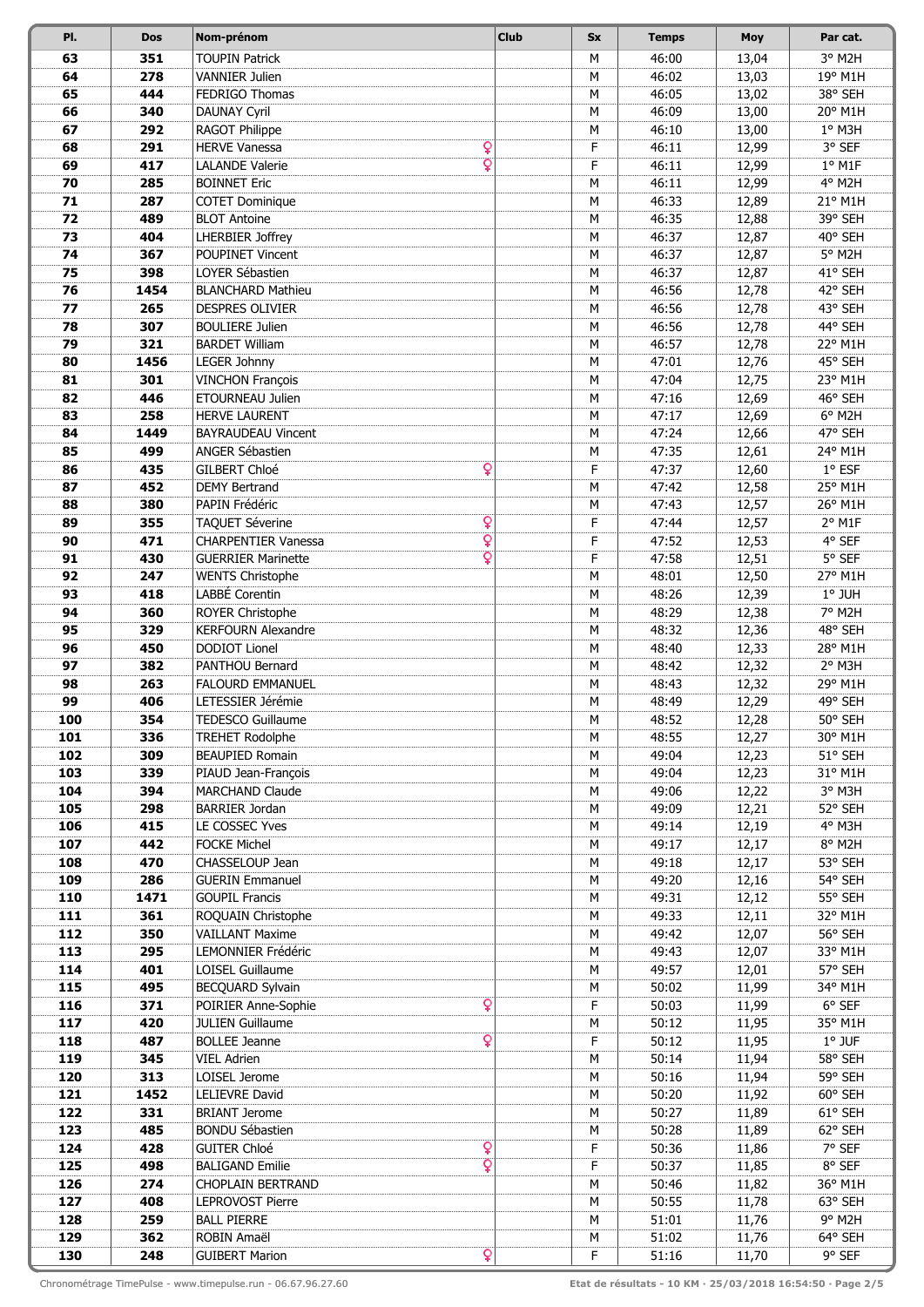| Pl. | Dos | Nom-prénom | Club | Sx | Temps | Moy | Par cat. |
|---|---|---|---|---|---|---|---|
| 63 | 351 | TOUPIN Patrick | | M | 46:00 | 13,04 | 3° M2H |
| 64 | 278 | VANNIER Julien | | M | 46:02 | 13,03 | 19° M1H |
| 65 | 444 | FEDRIGO Thomas | | M | 46:05 | 13,02 | 38° SEH |
| 66 | 340 | DAUNAY Cyril | | M | 46:09 | 13,00 | 20° M1H |
| 67 | 292 | RAGOT Philippe | | M | 46:10 | 13,00 | 1° M3H |
| 68 | 291 | HERVE Vanessa ♀ | | F | 46:11 | 12,99 | 3° SEF |
| 69 | 417 | LALANDE Valerie ♀ | | F | 46:11 | 12,99 | 1° M1F |
| 70 | 285 | BOINNET Eric | | M | 46:11 | 12,99 | 4° M2H |
| 71 | 287 | COTET Dominique | | M | 46:33 | 12,89 | 21° M1H |
| 72 | 489 | BLOT Antoine | | M | 46:35 | 12,88 | 39° SEH |
| 73 | 404 | LHERBIER Joffrey | | M | 46:37 | 12,87 | 40° SEH |
| 74 | 367 | POUPINET Vincent | | M | 46:37 | 12,87 | 5° M2H |
| 75 | 398 | LOYER Sébastien | | M | 46:37 | 12,87 | 41° SEH |
| 76 | 1454 | BLANCHARD Mathieu | | M | 46:56 | 12,78 | 42° SEH |
| 77 | 265 | DESPRES OLIVIER | | M | 46:56 | 12,78 | 43° SEH |
| 78 | 307 | BOULIERE Julien | | M | 46:56 | 12,78 | 44° SEH |
| 79 | 321 | BARDET William | | M | 46:57 | 12,78 | 22° M1H |
| 80 | 1456 | LEGER Johnny | | M | 47:01 | 12,76 | 45° SEH |
| 81 | 301 | VINCHON François | | M | 47:04 | 12,75 | 23° M1H |
| 82 | 446 | ETOURNEAU Julien | | M | 47:16 | 12,69 | 46° SEH |
| 83 | 258 | HERVE LAURENT | | M | 47:17 | 12,69 | 6° M2H |
| 84 | 1449 | BAYRAUDEAU Vincent | | M | 47:24 | 12,66 | 47° SEH |
| 85 | 499 | ANGER Sébastien | | M | 47:35 | 12,61 | 24° M1H |
| 86 | 435 | GILBERT Chloé ♀ | | F | 47:37 | 12,60 | 1° ESF |
| 87 | 452 | DEMY Bertrand | | M | 47:42 | 12,58 | 25° M1H |
| 88 | 380 | PAPIN Frédéric | | M | 47:43 | 12,57 | 26° M1H |
| 89 | 355 | TAQUET Séverine ♀ | | F | 47:44 | 12,57 | 2° M1F |
| 90 | 471 | CHARPENTIER Vanessa ♀ | | F | 47:52 | 12,53 | 4° SEF |
| 91 | 430 | GUERRIER Marinette ♀ | | F | 47:58 | 12,51 | 5° SEF |
| 92 | 247 | WENTS Christophe | | M | 48:01 | 12,50 | 27° M1H |
| 93 | 418 | LABBÉ Corentin | | M | 48:26 | 12,39 | 1° JUH |
| 94 | 360 | ROYER Christophe | | M | 48:29 | 12,38 | 7° M2H |
| 95 | 329 | KERFOURN Alexandre | | M | 48:32 | 12,36 | 48° SEH |
| 96 | 450 | DODIOT Lionel | | M | 48:40 | 12,33 | 28° M1H |
| 97 | 382 | PANTHOU Bernard | | M | 48:42 | 12,32 | 2° M3H |
| 98 | 263 | FALOURD EMMANUEL | | M | 48:43 | 12,32 | 29° M1H |
| 99 | 406 | LETESSIER Jérémie | | M | 48:49 | 12,29 | 49° SEH |
| 100 | 354 | TEDESCO Guillaume | | M | 48:52 | 12,28 | 50° SEH |
| 101 | 336 | TREHET Rodolphe | | M | 48:55 | 12,27 | 30° M1H |
| 102 | 309 | BEAUPIED Romain | | M | 49:04 | 12,23 | 51° SEH |
| 103 | 339 | PIAUD Jean-François | | M | 49:04 | 12,23 | 31° M1H |
| 104 | 394 | MARCHAND Claude | | M | 49:06 | 12,22 | 3° M3H |
| 105 | 298 | BARRIER Jordan | | M | 49:09 | 12,21 | 52° SEH |
| 106 | 415 | LE COSSEC Yves | | M | 49:14 | 12,19 | 4° M3H |
| 107 | 442 | FOCKE Michel | | M | 49:17 | 12,17 | 8° M2H |
| 108 | 470 | CHASSELOUP Jean | | M | 49:18 | 12,17 | 53° SEH |
| 109 | 286 | GUERIN Emmanuel | | M | 49:20 | 12,16 | 54° SEH |
| 110 | 1471 | GOUPIL Francis | | M | 49:31 | 12,12 | 55° SEH |
| 111 | 361 | ROQUAIN Christophe | | M | 49:33 | 12,11 | 32° M1H |
| 112 | 350 | VAILLANT Maxime | | M | 49:42 | 12,07 | 56° SEH |
| 113 | 295 | LEMONNIER Frédéric | | M | 49:43 | 12,07 | 33° M1H |
| 114 | 401 | LOISEL Guillaume | | M | 49:57 | 12,01 | 57° SEH |
| 115 | 495 | BECQUARD Sylvain | | M | 50:02 | 11,99 | 34° M1H |
| 116 | 371 | POIRIER Anne-Sophie ♀ | | F | 50:03 | 11,99 | 6° SEF |
| 117 | 420 | JULIEN Guillaume | | M | 50:12 | 11,95 | 35° M1H |
| 118 | 487 | BOLLEE Jeanne ♀ | | F | 50:12 | 11,95 | 1° JUF |
| 119 | 345 | VIEL Adrien | | M | 50:14 | 11,94 | 58° SEH |
| 120 | 313 | LOISEL Jerome | | M | 50:16 | 11,94 | 59° SEH |
| 121 | 1452 | LELIEVRE David | | M | 50:20 | 11,92 | 60° SEH |
| 122 | 331 | BRIANT Jerome | | M | 50:27 | 11,89 | 61° SEH |
| 123 | 485 | BONDU Sébastien | | M | 50:28 | 11,89 | 62° SEH |
| 124 | 428 | GUITER Chloé ♀ | | F | 50:36 | 11,86 | 7° SEF |
| 125 | 498 | BALIGAND Emilie ♀ | | F | 50:37 | 11,85 | 8° SEF |
| 126 | 274 | CHOPLAIN BERTRAND | | M | 50:46 | 11,82 | 36° M1H |
| 127 | 408 | LEPROVOST Pierre | | M | 50:55 | 11,78 | 63° SEH |
| 128 | 259 | BALL PIERRE | | M | 51:01 | 11,76 | 9° M2H |
| 129 | 362 | ROBIN Amaël | | M | 51:02 | 11,76 | 64° SEH |
| 130 | 248 | GUIBERT Marion ♀ | | F | 51:16 | 11,70 | 9° SEF |

Chronométrage TimePulse - www.timepulse.run - 06.67.96.27.60

Etat de résultats - 10 KM - 25/03/2018 16:54:50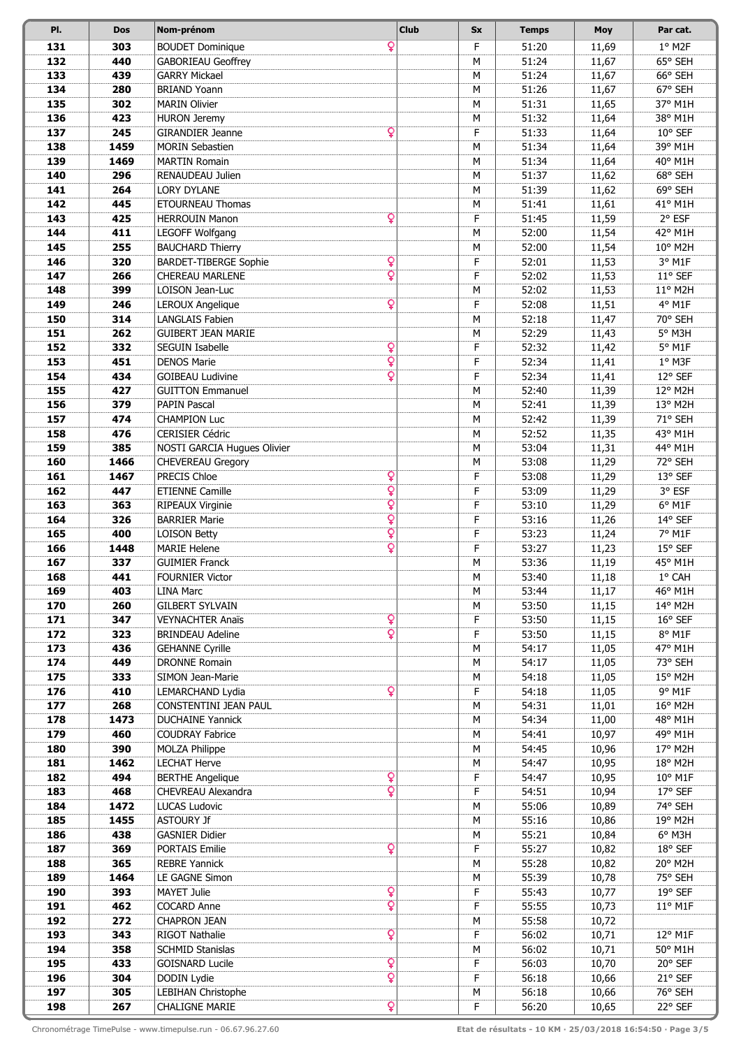| Pl. | Dos | Nom-prénom | Club | Sx | Temps | Moy | Par cat. |
|---|---|---|---|---|---|---|---|
| 131 | 303 | BOUDET Dominique ♀ | | F | 51:20 | 11,69 | 1° M2F |
| 132 | 440 | GABORIEAU Geoffrey | | M | 51:24 | 11,67 | 65° SEH |
| 133 | 439 | GARRY Mickael | | M | 51:24 | 11,67 | 66° SEH |
| 134 | 280 | BRIAND Yoann | | M | 51:26 | 11,67 | 67° SEH |
| 135 | 302 | MARIN Olivier | | M | 51:31 | 11,65 | 37° M1H |
| 136 | 423 | HURON Jeremy | | M | 51:32 | 11,64 | 38° M1H |
| 137 | 245 | GIRANDIER Jeanne ♀ | | F | 51:33 | 11,64 | 10° SEF |
| 138 | 1459 | MORIN Sebastien | | M | 51:34 | 11,64 | 39° M1H |
| 139 | 1469 | MARTIN Romain | | M | 51:34 | 11,64 | 40° M1H |
| 140 | 296 | RENAUDEAU Julien | | M | 51:37 | 11,62 | 68° SEH |
| 141 | 264 | LORY DYLANE | | M | 51:39 | 11,62 | 69° SEH |
| 142 | 445 | ETOURNEAU Thomas | | M | 51:41 | 11,61 | 41° M1H |
| 143 | 425 | HERROUIN Manon ♀ | | F | 51:45 | 11,59 | 2° ESF |
| 144 | 411 | LEGOFF Wolfgang | | M | 52:00 | 11,54 | 42° M1H |
| 145 | 255 | BAUCHARD Thierry | | M | 52:00 | 11,54 | 10° M2H |
| 146 | 320 | BARDET-TIBERGE Sophie ♀ | | F | 52:01 | 11,53 | 3° M1F |
| 147 | 266 | CHEREAU MARLENE ♀ | | F | 52:02 | 11,53 | 11° SEF |
| 148 | 399 | LOISON Jean-Luc | | M | 52:02 | 11,53 | 11° M2H |
| 149 | 246 | LEROUX Angelique ♀ | | F | 52:08 | 11,51 | 4° M1F |
| 150 | 314 | LANGLAIS Fabien | | M | 52:18 | 11,47 | 70° SEH |
| 151 | 262 | GUIBERT JEAN MARIE | | M | 52:29 | 11,43 | 5° M3H |
| 152 | 332 | SEGUIN Isabelle ♀ | | F | 52:32 | 11,42 | 5° M1F |
| 153 | 451 | DENOS Marie ♀ | | F | 52:34 | 11,41 | 1° M3F |
| 154 | 434 | GOIBEAU Ludivine ♀ | | F | 52:34 | 11,41 | 12° SEF |
| 155 | 427 | GUITTON Emmanuel | | M | 52:40 | 11,39 | 12° M2H |
| 156 | 379 | PAPIN Pascal | | M | 52:41 | 11,39 | 13° M2H |
| 157 | 474 | CHAMPION Luc | | M | 52:42 | 11,39 | 71° SEH |
| 158 | 476 | CERISIER Cédric | | M | 52:52 | 11,35 | 43° M1H |
| 159 | 385 | NOSTI GARCIA Hugues Olivier | | M | 53:04 | 11,31 | 44° M1H |
| 160 | 1466 | CHEVEREAU Gregory | | M | 53:08 | 11,29 | 72° SEH |
| 161 | 1467 | PRECIS Chloe ♀ | | F | 53:08 | 11,29 | 13° SEF |
| 162 | 447 | ETIENNE Camille ♀ | | F | 53:09 | 11,29 | 3° ESF |
| 163 | 363 | RIPEAUX Virginie ♀ | | F | 53:10 | 11,29 | 6° M1F |
| 164 | 326 | BARRIER Marie ♀ | | F | 53:16 | 11,26 | 14° SEF |
| 165 | 400 | LOISON Betty ♀ | | F | 53:23 | 11,24 | 7° M1F |
| 166 | 1448 | MARIE Helene ♀ | | F | 53:27 | 11,23 | 15° SEF |
| 167 | 337 | GUIMIER Franck | | M | 53:36 | 11,19 | 45° M1H |
| 168 | 441 | FOURNIER Victor | | M | 53:40 | 11,18 | 1° CAH |
| 169 | 403 | LINA Marc | | M | 53:44 | 11,17 | 46° M1H |
| 170 | 260 | GILBERT SYLVAIN | | M | 53:50 | 11,15 | 14° M2H |
| 171 | 347 | VEYNACHTER Anaïs ♀ | | F | 53:50 | 11,15 | 16° SEF |
| 172 | 323 | BRINDEAU Adeline ♀ | | F | 53:50 | 11,15 | 8° M1F |
| 173 | 436 | GEHANNE Cyrille | | M | 54:17 | 11,05 | 47° M1H |
| 174 | 449 | DRONNE Romain | | M | 54:17 | 11,05 | 73° SEH |
| 175 | 333 | SIMON Jean-Marie | | M | 54:18 | 11,05 | 15° M2H |
| 176 | 410 | LEMARCHAND Lydia ♀ | | F | 54:18 | 11,05 | 9° M1F |
| 177 | 268 | CONSTENTINI JEAN PAUL | | M | 54:31 | 11,01 | 16° M2H |
| 178 | 1473 | DUCHAINE Yannick | | M | 54:34 | 11,00 | 48° M1H |
| 179 | 460 | COUDRAY Fabrice | | M | 54:41 | 10,97 | 49° M1H |
| 180 | 390 | MOLZA Philippe | | M | 54:45 | 10,96 | 17° M2H |
| 181 | 1462 | LECHAT Herve | | M | 54:47 | 10,95 | 18° M2H |
| 182 | 494 | BERTHE Angelique ♀ | | F | 54:47 | 10,95 | 10° M1F |
| 183 | 468 | CHEVREAU Alexandra ♀ | | F | 54:51 | 10,94 | 17° SEF |
| 184 | 1472 | LUCAS Ludovic | | M | 55:06 | 10,89 | 74° SEH |
| 185 | 1455 | ASTOURY Jf | | M | 55:16 | 10,86 | 19° M2H |
| 186 | 438 | GASNIER Didier | | M | 55:21 | 10,84 | 6° M3H |
| 187 | 369 | PORTAIS Emilie ♀ | | F | 55:27 | 10,82 | 18° SEF |
| 188 | 365 | REBRE Yannick | | M | 55:28 | 10,82 | 20° M2H |
| 189 | 1464 | LE GAGNE Simon | | M | 55:39 | 10,78 | 75° SEH |
| 190 | 393 | MAYET Julie ♀ | | F | 55:43 | 10,77 | 19° SEF |
| 191 | 462 | COCARD Anne ♀ | | F | 55:55 | 10,73 | 11° M1F |
| 192 | 272 | CHAPRON JEAN | | M | 55:58 | 10,72 | |
| 193 | 343 | RIGOT Nathalie ♀ | | F | 56:02 | 10,71 | 12° M1F |
| 194 | 358 | SCHMID Stanislas | | M | 56:02 | 10,71 | 50° M1H |
| 195 | 433 | GOISNARD Lucile ♀ | | F | 56:03 | 10,70 | 20° SEF |
| 196 | 304 | DODIN Lydie ♀ | | F | 56:18 | 10,66 | 21° SEF |
| 197 | 305 | LEBIHAN Christophe | | M | 56:18 | 10,66 | 76° SEH |
| 198 | 267 | CHALIGNE MARIE ♀ | | F | 56:20 | 10,65 | 22° SEF |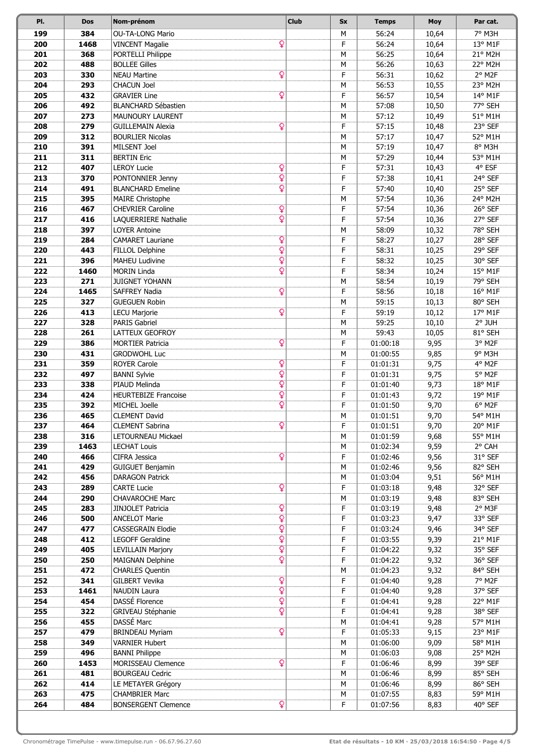| Pl. | Dos | Nom-prénom | Club | Sx | Temps | Moy | Par cat. |
|---|---|---|---|---|---|---|---|
| 199 | 384 | OU-TA-LONG Mario | | M | 56:24 | 10,64 | 7° M3H |
| 200 | 1468 | VINCENT Magalie ♀ | | F | 56:24 | 10,64 | 13° M1F |
| 201 | 368 | PORTELLI Philippe | | M | 56:25 | 10,64 | 21° M2H |
| 202 | 488 | BOLLEE Gilles | | M | 56:26 | 10,63 | 22° M2H |
| 203 | 330 | NEAU Martine ♀ | | F | 56:31 | 10,62 | 2° M2F |
| 204 | 293 | CHACUN Joel | | M | 56:53 | 10,55 | 23° M2H |
| 205 | 432 | GRAVIER Line ♀ | | F | 56:57 | 10,54 | 14° M1F |
| 206 | 492 | BLANCHARD Sébastien | | M | 57:08 | 10,50 | 77° SEH |
| 207 | 273 | MAUNOURY LAURENT | | M | 57:12 | 10,49 | 51° M1H |
| 208 | 279 | GUILLEMAIN Alexia ♀ | | F | 57:15 | 10,48 | 23° SEF |
| 209 | 312 | BOURLIER Nicolas | | M | 57:17 | 10,47 | 52° M1H |
| 210 | 391 | MILSENT Joel | | M | 57:19 | 10,47 | 8° M3H |
| 211 | 311 | BERTIN Eric | | M | 57:29 | 10,44 | 53° M1H |
| 212 | 407 | LEROY Lucie ♀ | | F | 57:31 | 10,43 | 4° ESF |
| 213 | 370 | PONTONNIER Jenny ♀ | | F | 57:38 | 10,41 | 24° SEF |
| 214 | 491 | BLANCHARD Emeline ♀ | | F | 57:40 | 10,40 | 25° SEF |
| 215 | 395 | MAIRE Christophe | | M | 57:54 | 10,36 | 24° M2H |
| 216 | 467 | CHEVRIER Caroline ♀ | | F | 57:54 | 10,36 | 26° SEF |
| 217 | 416 | LAQUERRIERE Nathalie ♀ | | F | 57:54 | 10,36 | 27° SEF |
| 218 | 397 | LOYER Antoine | | M | 58:09 | 10,32 | 78° SEH |
| 219 | 284 | CAMARET Lauriane ♀ | | F | 58:27 | 10,27 | 28° SEF |
| 220 | 443 | FILLOL Delphine ♀ | | F | 58:31 | 10,25 | 29° SEF |
| 221 | 396 | MAHEU Ludivine ♀ | | F | 58:32 | 10,25 | 30° SEF |
| 222 | 1460 | MORIN Linda ♀ | | F | 58:34 | 10,24 | 15° M1F |
| 223 | 271 | JUIGNET YOHANN | | M | 58:54 | 10,19 | 79° SEH |
| 224 | 1465 | SAFFREY Nadia ♀ | | F | 58:56 | 10,18 | 16° M1F |
| 225 | 327 | GUEGUEN Robin | | M | 59:15 | 10,13 | 80° SEH |
| 226 | 413 | LECU Marjorie ♀ | | F | 59:19 | 10,12 | 17° M1F |
| 227 | 328 | PARIS Gabriel | | M | 59:25 | 10,10 | 2° JUH |
| 228 | 261 | LATTEUX GEOFROY | | M | 59:43 | 10,05 | 81° SEH |
| 229 | 386 | MORTIER Patricia ♀ | | F | 01:00:18 | 9,95 | 3° M2F |
| 230 | 431 | GRODWOHL Luc | | M | 01:00:55 | 9,85 | 9° M3H |
| 231 | 359 | ROYER Carole ♀ | | F | 01:01:31 | 9,75 | 4° M2F |
| 232 | 497 | BANNI Sylvie ♀ | | F | 01:01:31 | 9,75 | 5° M2F |
| 233 | 338 | PIAUD Melinda ♀ | | F | 01:01:40 | 9,73 | 18° M1F |
| 234 | 424 | HEURTEBIZE Francoise ♀ | | F | 01:01:43 | 9,72 | 19° M1F |
| 235 | 392 | MICHEL Joelle ♀ | | F | 01:01:50 | 9,70 | 6° M2F |
| 236 | 465 | CLEMENT David | | M | 01:01:51 | 9,70 | 54° M1H |
| 237 | 464 | CLEMENT Sabrina ♀ | | F | 01:01:51 | 9,70 | 20° M1F |
| 238 | 316 | LETOURNEAU Mickael | | M | 01:01:59 | 9,68 | 55° M1H |
| 239 | 1463 | LECHAT Louis | | M | 01:02:34 | 9,59 | 2° CAH |
| 240 | 466 | CIFRA Jessica ♀ | | F | 01:02:46 | 9,56 | 31° SEF |
| 241 | 429 | GUIGUET Benjamin | | M | 01:02:46 | 9,56 | 82° SEH |
| 242 | 456 | DARAGON Patrick | | M | 01:03:04 | 9,51 | 56° M1H |
| 243 | 289 | CARTE Lucie ♀ | | F | 01:03:18 | 9,48 | 32° SEF |
| 244 | 290 | CHAVAROCHE Marc | | M | 01:03:19 | 9,48 | 83° SEH |
| 245 | 283 | JINJOLET Patricia ♀ | | F | 01:03:19 | 9,48 | 2° M3F |
| 246 | 500 | ANCELOT Marie ♀ | | F | 01:03:23 | 9,47 | 33° SEF |
| 247 | 477 | CASSEGRAIN Elodie ♀ | | F | 01:03:24 | 9,46 | 34° SEF |
| 248 | 412 | LEGOFF Geraldine ♀ | | F | 01:03:55 | 9,39 | 21° M1F |
| 249 | 405 | LEVILLAIN Marjory ♀ | | F | 01:04:22 | 9,32 | 35° SEF |
| 250 | 250 | MAIGNAN Delphine ♀ | | F | 01:04:22 | 9,32 | 36° SEF |
| 251 | 472 | CHARLES Quentin | | M | 01:04:23 | 9,32 | 84° SEH |
| 252 | 341 | GILBERT Vevika ♀ | | F | 01:04:40 | 9,28 | 7° M2F |
| 253 | 1461 | NAUDIN Laura ♀ | | F | 01:04:40 | 9,28 | 37° SEF |
| 254 | 454 | DASSÉ Florence ♀ | | F | 01:04:41 | 9,28 | 22° M1F |
| 255 | 322 | GRIVEAU Stéphanie ♀ | | F | 01:04:41 | 9,28 | 38° SEF |
| 256 | 455 | DASSÉ Marc | | M | 01:04:41 | 9,28 | 57° M1H |
| 257 | 479 | BRINDEAU Myriam ♀ | | F | 01:05:33 | 9,15 | 23° M1F |
| 258 | 349 | VARNIER Hubert | | M | 01:06:00 | 9,09 | 58° M1H |
| 259 | 496 | BANNI Philippe | | M | 01:06:03 | 9,08 | 25° M2H |
| 260 | 1453 | MORISSEAU Clemence ♀ | | F | 01:06:46 | 8,99 | 39° SEF |
| 261 | 481 | BOURGEAU Cedric | | M | 01:06:46 | 8,99 | 85° SEH |
| 262 | 414 | LE METAYER Grégory | | M | 01:06:46 | 8,99 | 86° SEH |
| 263 | 475 | CHAMBRIER Marc | | M | 01:07:55 | 8,83 | 59° M1H |
| 264 | 484 | BONSERGENT Clemence ♀ | | F | 01:07:56 | 8,83 | 40° SEF |

Chronométrage TimePulse - www.timepulse.run - 06.67.96.27.60 | Etat de résultats - 10 KM - 25/03/2018 16:54:50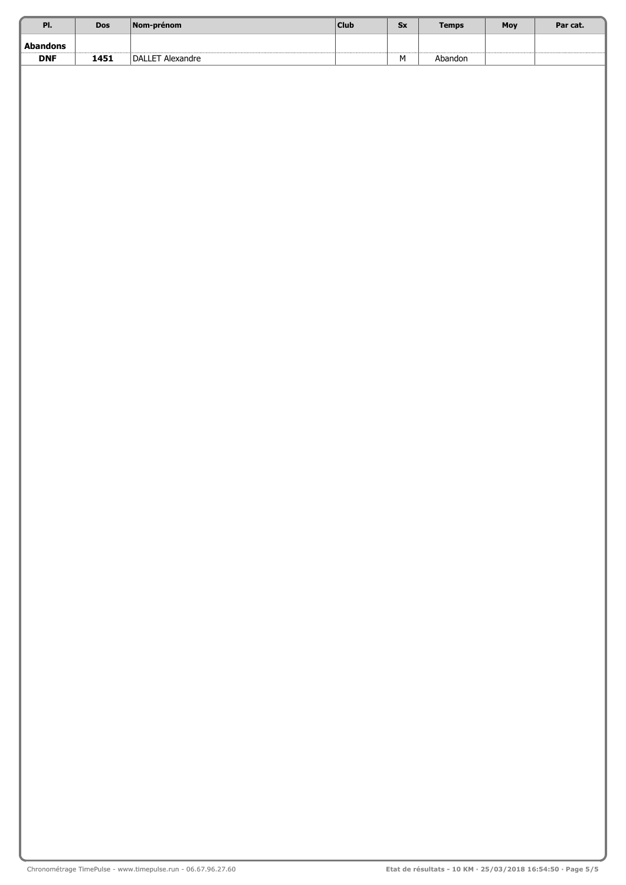| Pl. | Dos | Nom-prénom | Club | Sx | Temps | Moy | Par cat. |
|---|---|---|---|---|---|---|---|
| **Abandons** | | | | | | | |
| **DNF** | **1451** | DALLET Alexandre | | M | Abandon | | |